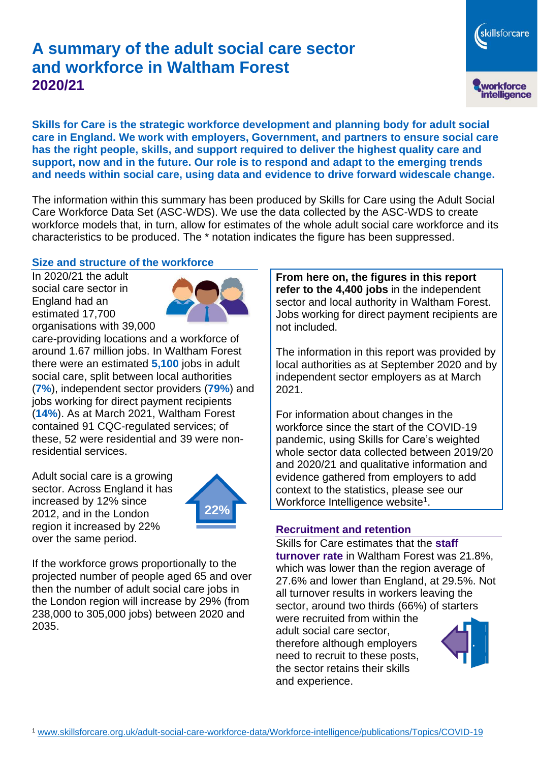# A summary of the adult social care sector and workforce in Waltham Forest 2020/21

**Skills for Care is the strategic workforce development and planning body for adult social care in England. We work with employers, Government, and partners to ensure social care has the right people, skills, and support required to deliver the highest quality care and support, now and in the future. Our role is to respond and adapt to the emerging trends and needs within social care, using data and evidence to drive forward widescale change.**

The information within this summary has been produced by Skills for Care using the Adult Social Care Workforce Data Set (ASC-WDS). We use the data collected by the ASC-WDS to create workforce models that, in turn, allow for estimates of the whole adult social care workforce and its characteristics to be produced. The * notation indicates the figure has been suppressed.

## Size and structure of the workforce

In 2020/21 the adult social care sector in England had an estimated 17,700 organisations with 39,000 care-providing locations and a workforce of around 1.67 million jobs. In Waltham Forest there were an estimated **5,100** jobs in adult social care, split between local authorities (**7%**), independent sector providers (**79%**) and jobs working for direct payment recipients (**14%**). As at March 2021, Waltham Forest contained 91 CQC-regulated services; of these, 52 were residential and 39 were non-residential services.

Adult social care is a growing sector. Across England it has increased by 12% since 2012, and in the London region it increased by 22% over the same period.

If the workforce grows proportionally to the projected number of people aged 65 and over then the number of adult social care jobs in the London region will increase by 29% (from 238,000 to 305,000 jobs) between 2020 and 2035.

**From here on, the figures in this report refer to the 4,400 jobs** in the independent sector and local authority in Waltham Forest. Jobs working for direct payment recipients are not included.

The information in this report was provided by local authorities as at September 2020 and by independent sector employers as at March 2021.

For information about changes in the workforce since the start of the COVID-19 pandemic, using Skills for Care's weighted whole sector data collected between 2019/20 and 2020/21 and qualitative information and evidence gathered from employers to add context to the statistics, please see our Workforce Intelligence website[1].

## Recruitment and retention

Skills for Care estimates that the **staff turnover rate** in Waltham Forest was 21.8%, which was lower than the region average of 27.6% and lower than England, at 29.5%. Not all turnover results in workers leaving the sector, around two thirds (66%) of starters were recruited from within the adult social care sector, therefore although employers need to recruit to these posts, the sector retains their skills and experience.

[1] www.skillsforcare.org.uk/adult-social-care-workforce-data/Workforce-intelligence/publications/Topics/COVID-19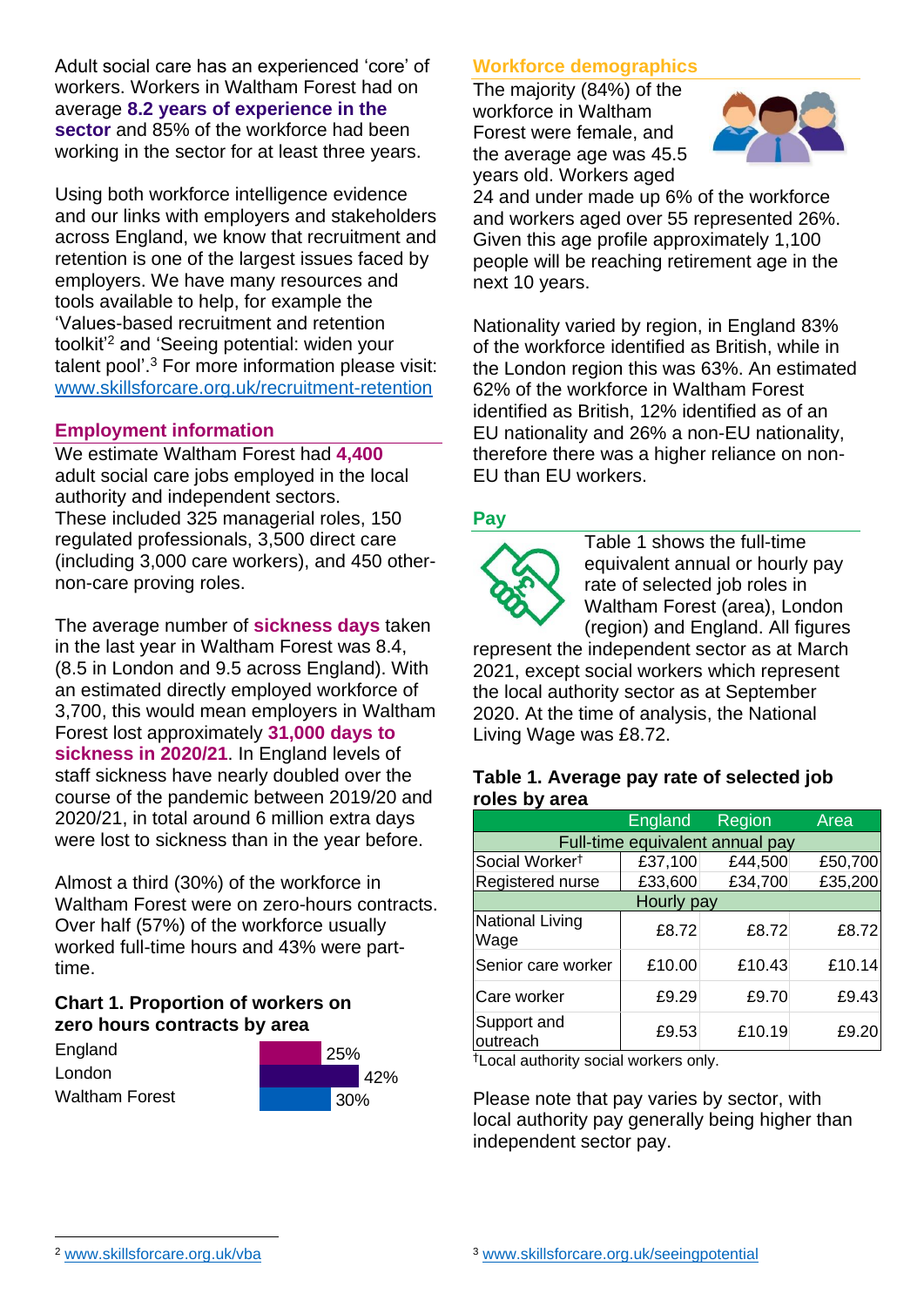Adult social care has an experienced 'core' of workers. Workers in Waltham Forest had on average **8.2 years of experience in the sector** and 85% of the workforce had been working in the sector for at least three years.

Using both workforce intelligence evidence and our links with employers and stakeholders across England, we know that recruitment and retention is one of the largest issues faced by employers. We have many resources and tools available to help, for example the 'Values-based recruitment and retention toolkit'[2] and 'Seeing potential: widen your talent pool'.[3] For more information please visit: www.skillsforcare.org.uk/recruitment-retention

## Employment information

We estimate Waltham Forest had **4,400** adult social care jobs employed in the local authority and independent sectors. These included 325 managerial roles, 150 regulated professionals, 3,500 direct care (including 3,000 care workers), and 450 other-non-care proving roles.

The average number of **sickness days** taken in the last year in Waltham Forest was 8.4, (8.5 in London and 9.5 across England). With an estimated directly employed workforce of 3,700, this would mean employers in Waltham Forest lost approximately **31,000 days to sickness in 2020/21**. In England levels of staff sickness have nearly doubled over the course of the pandemic between 2019/20 and 2020/21, in total around 6 million extra days were lost to sickness than in the year before.

Almost a third (30%) of the workforce in Waltham Forest were on zero-hours contracts. Over half (57%) of the workforce usually worked full-time hours and 43% were part-time.

### Chart 1. Proportion of workers on zero hours contracts by area

| Area | Proportion |
|---|---|
| England | 25% |
| London | 42% |
| Waltham Forest | 30% |

## Workforce demographics

The majority (84%) of the workforce in Waltham Forest were female, and the average age was 45.5 years old. Workers aged 24 and under made up 6% of the workforce and workers aged over 55 represented 26%. Given this age profile approximately 1,100 people will be reaching retirement age in the next 10 years.

Nationality varied by region, in England 83% of the workforce identified as British, while in the London region this was 63%. An estimated 62% of the workforce in Waltham Forest identified as British, 12% identified as of an EU nationality and 26% a non-EU nationality, therefore there was a higher reliance on non-EU than EU workers.

## Pay

Table 1 shows the full-time equivalent annual or hourly pay rate of selected job roles in Waltham Forest (area), London (region) and England. All figures represent the independent sector as at March 2021, except social workers which represent the local authority sector as at September 2020. At the time of analysis, the National Living Wage was £8.72.

### Table 1. Average pay rate of selected job roles by area

| | England | Region | Area |
|---|---|---|---|
| **Full-time equivalent annual pay** | | | |
| Social Worker† | £37,100 | £44,500 | £50,700 |
| Registered nurse | £33,600 | £34,700 | £35,200 |
| **Hourly pay** | | | |
| National Living Wage | £8.72 | £8.72 | £8.72 |
| Senior care worker | £10.00 | £10.43 | £10.14 |
| Care worker | £9.29 | £9.70 | £9.43 |
| Support and outreach | £9.53 | £10.19 | £9.20 |

†Local authority social workers only.

Please note that pay varies by sector, with local authority pay generally being higher than independent sector pay.

[2] www.skillsforcare.org.uk/vba

[3] www.skillsforcare.org.uk/seeingpotential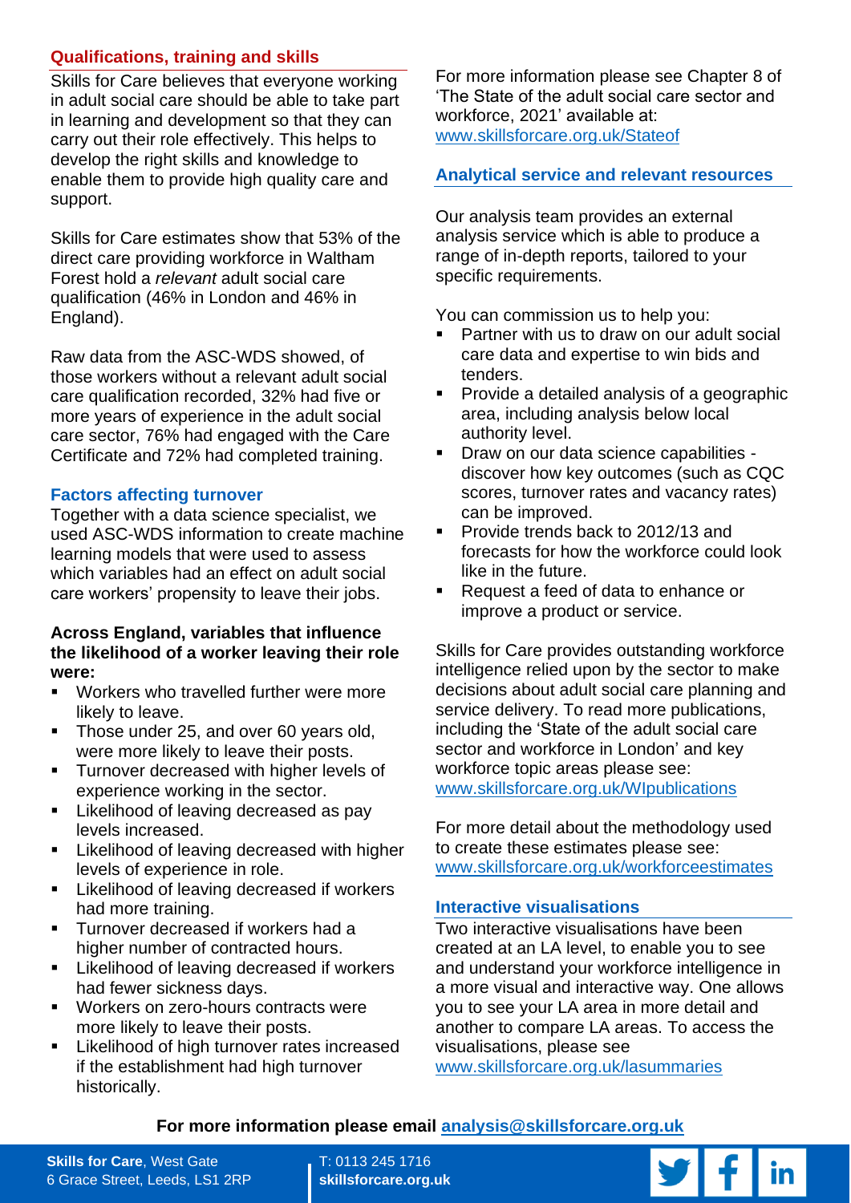## Qualifications, training and skills

Skills for Care believes that everyone working in adult social care should be able to take part in learning and development so that they can carry out their role effectively. This helps to develop the right skills and knowledge to enable them to provide high quality care and support.

Skills for Care estimates show that 53% of the direct care providing workforce in Waltham Forest hold a *relevant* adult social care qualification (46% in London and 46% in England).

Raw data from the ASC-WDS showed, of those workers without a relevant adult social care qualification recorded, 32% had five or more years of experience in the adult social care sector, 76% had engaged with the Care Certificate and 72% had completed training.

## Factors affecting turnover

Together with a data science specialist, we used ASC-WDS information to create machine learning models that were used to assess which variables had an effect on adult social care workers' propensity to leave their jobs.

**Across England, variables that influence the likelihood of a worker leaving their role were:**

- Workers who travelled further were more likely to leave.
- Those under 25, and over 60 years old, were more likely to leave their posts.
- Turnover decreased with higher levels of experience working in the sector.
- Likelihood of leaving decreased as pay levels increased.
- Likelihood of leaving decreased with higher levels of experience in role.
- Likelihood of leaving decreased if workers had more training.
- Turnover decreased if workers had a higher number of contracted hours.
- Likelihood of leaving decreased if workers had fewer sickness days.
- Workers on zero-hours contracts were more likely to leave their posts.
- Likelihood of high turnover rates increased if the establishment had high turnover historically.

For more information please see Chapter 8 of 'The State of the adult social care sector and workforce, 2021' available at: www.skillsforcare.org.uk/Stateof

## Analytical service and relevant resources

Our analysis team provides an external analysis service which is able to produce a range of in-depth reports, tailored to your specific requirements.

You can commission us to help you:

- Partner with us to draw on our adult social care data and expertise to win bids and tenders.
- Provide a detailed analysis of a geographic area, including analysis below local authority level.
- Draw on our data science capabilities - discover how key outcomes (such as CQC scores, turnover rates and vacancy rates) can be improved.
- Provide trends back to 2012/13 and forecasts for how the workforce could look like in the future.
- Request a feed of data to enhance or improve a product or service.

Skills for Care provides outstanding workforce intelligence relied upon by the sector to make decisions about adult social care planning and service delivery. To read more publications, including the 'State of the adult social care sector and workforce in London' and key workforce topic areas please see: www.skillsforcare.org.uk/WIpublications

For more detail about the methodology used to create these estimates please see: www.skillsforcare.org.uk/workforceestimates

## Interactive visualisations

Two interactive visualisations have been created at an LA level, to enable you to see and understand your workforce intelligence in a more visual and interactive way. One allows you to see your LA area in more detail and another to compare LA areas. To access the visualisations, please see www.skillsforcare.org.uk/lasummaries

**For more information please email analysis@skillsforcare.org.uk**

**Skills for Care**, West Gate
6 Grace Street, Leeds, LS1 2RP

T: 0113 245 1716
**skillsforcare.org.uk**